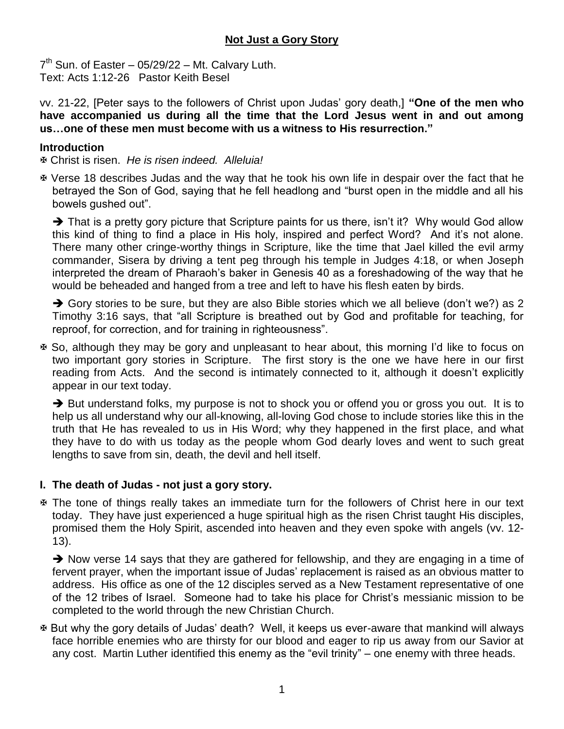# Not Just a Gory Story

7th Sun. of Easter – 05/29/22 – Mt. Calvary Luth.
Text: Acts 1:12-26 Pastor Keith Besel

vv. 21-22, [Peter says to the followers of Christ upon Judas' gory death,] **"One of the men who have accompanied us during all the time that the Lord Jesus went in and out among us…one of these men must become with us a witness to His resurrection."**

## Introduction

✠ Christ is risen. *He is risen indeed. Alleluia!*

✠ Verse 18 describes Judas and the way that he took his own life in despair over the fact that he betrayed the Son of God, saying that he fell headlong and "burst open in the middle and all his bowels gushed out".

➔ That is a pretty gory picture that Scripture paints for us there, isn't it? Why would God allow this kind of thing to find a place in His holy, inspired and perfect Word? And it's not alone. There many other cringe-worthy things in Scripture, like the time that Jael killed the evil army commander, Sisera by driving a tent peg through his temple in Judges 4:18, or when Joseph interpreted the dream of Pharaoh's baker in Genesis 40 as a foreshadowing of the way that he would be beheaded and hanged from a tree and left to have his flesh eaten by birds.

➔ Gory stories to be sure, but they are also Bible stories which we all believe (don't we?) as 2 Timothy 3:16 says, that "all Scripture is breathed out by God and profitable for teaching, for reproof, for correction, and for training in righteousness".

✠ So, although they may be gory and unpleasant to hear about, this morning I'd like to focus on two important gory stories in Scripture. The first story is the one we have here in our first reading from Acts. And the second is intimately connected to it, although it doesn't explicitly appear in our text today.

➔ But understand folks, my purpose is not to shock you or offend you or gross you out. It is to help us all understand why our all-knowing, all-loving God chose to include stories like this in the truth that He has revealed to us in His Word; why they happened in the first place, and what they have to do with us today as the people whom God dearly loves and went to such great lengths to save from sin, death, the devil and hell itself.

## I. The death of Judas - not just a gory story.

✠ The tone of things really takes an immediate turn for the followers of Christ here in our text today. They have just experienced a huge spiritual high as the risen Christ taught His disciples, promised them the Holy Spirit, ascended into heaven and they even spoke with angels (vv. 12-13).

➔ Now verse 14 says that they are gathered for fellowship, and they are engaging in a time of fervent prayer, when the important issue of Judas' replacement is raised as an obvious matter to address. His office as one of the 12 disciples served as a New Testament representative of one of the 12 tribes of Israel. Someone had to take his place for Christ's messianic mission to be completed to the world through the new Christian Church.

✠ But why the gory details of Judas' death? Well, it keeps us ever-aware that mankind will always face horrible enemies who are thirsty for our blood and eager to rip us away from our Savior at any cost. Martin Luther identified this enemy as the "evil trinity" – one enemy with three heads.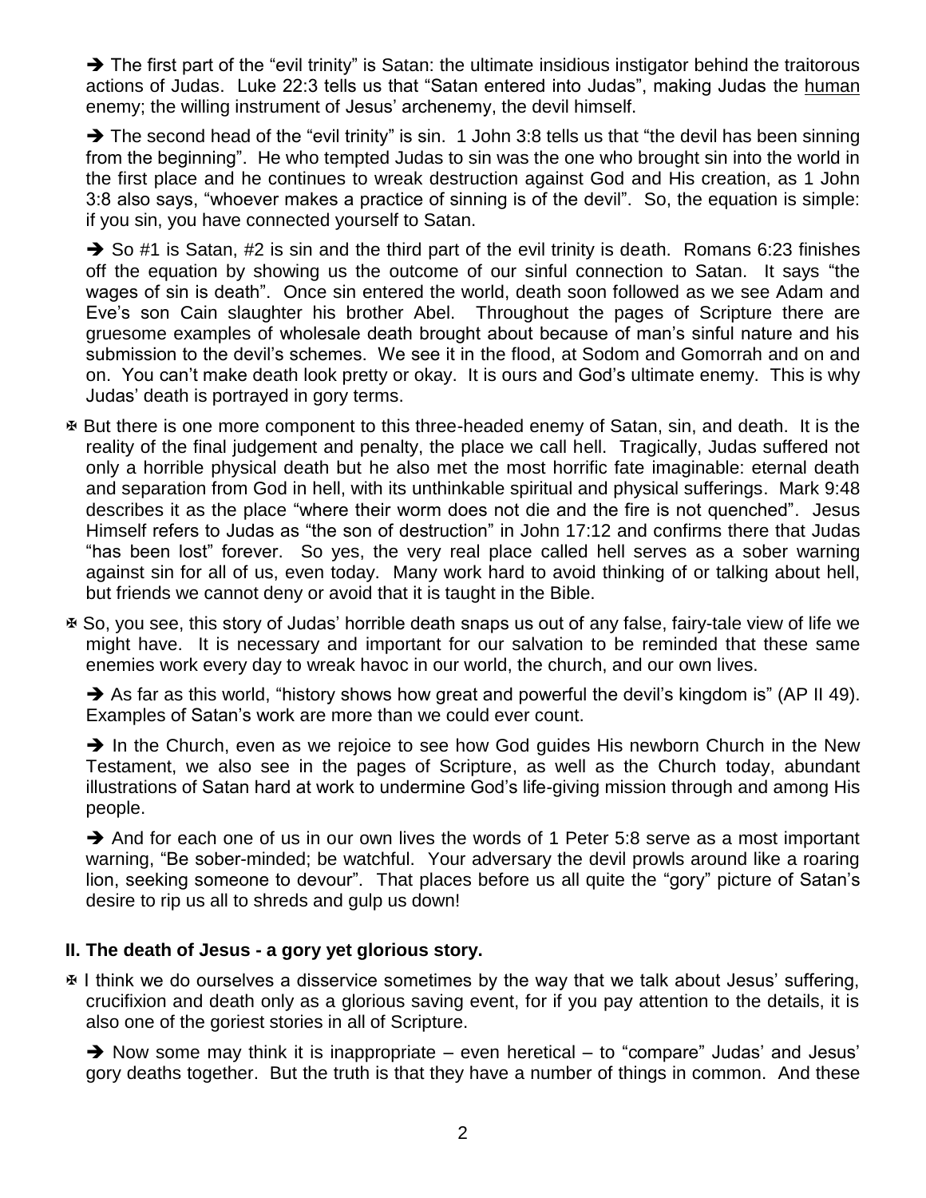➔ The first part of the "evil trinity" is Satan: the ultimate insidious instigator behind the traitorous actions of Judas. Luke 22:3 tells us that "Satan entered into Judas", making Judas the <u>human</u> enemy; the willing instrument of Jesus' archenemy, the devil himself.

➔ The second head of the "evil trinity" is sin. 1 John 3:8 tells us that "the devil has been sinning from the beginning". He who tempted Judas to sin was the one who brought sin into the world in the first place and he continues to wreak destruction against God and His creation, as 1 John 3:8 also says, "whoever makes a practice of sinning is of the devil". So, the equation is simple: if you sin, you have connected yourself to Satan.

➔ So #1 is Satan, #2 is sin and the third part of the evil trinity is death. Romans 6:23 finishes off the equation by showing us the outcome of our sinful connection to Satan. It says "the wages of sin is death". Once sin entered the world, death soon followed as we see Adam and Eve's son Cain slaughter his brother Abel. Throughout the pages of Scripture there are gruesome examples of wholesale death brought about because of man's sinful nature and his submission to the devil's schemes. We see it in the flood, at Sodom and Gomorrah and on and on. You can't make death look pretty or okay. It is ours and God's ultimate enemy. This is why Judas' death is portrayed in gory terms.

✠ But there is one more component to this three-headed enemy of Satan, sin, and death. It is the reality of the final judgement and penalty, the place we call hell. Tragically, Judas suffered not only a horrible physical death but he also met the most horrific fate imaginable: eternal death and separation from God in hell, with its unthinkable spiritual and physical sufferings. Mark 9:48 describes it as the place "where their worm does not die and the fire is not quenched". Jesus Himself refers to Judas as "the son of destruction" in John 17:12 and confirms there that Judas "has been lost" forever. So yes, the very real place called hell serves as a sober warning against sin for all of us, even today. Many work hard to avoid thinking of or talking about hell, but friends we cannot deny or avoid that it is taught in the Bible.

✠ So, you see, this story of Judas' horrible death snaps us out of any false, fairy-tale view of life we might have. It is necessary and important for our salvation to be reminded that these same enemies work every day to wreak havoc in our world, the church, and our own lives.

➔ As far as this world, "history shows how great and powerful the devil's kingdom is" (AP II 49). Examples of Satan's work are more than we could ever count.

➔ In the Church, even as we rejoice to see how God guides His newborn Church in the New Testament, we also see in the pages of Scripture, as well as the Church today, abundant illustrations of Satan hard at work to undermine God's life-giving mission through and among His people.

➔ And for each one of us in our own lives the words of 1 Peter 5:8 serve as a most important warning, "Be sober-minded; be watchful. Your adversary the devil prowls around like a roaring lion, seeking someone to devour". That places before us all quite the "gory" picture of Satan's desire to rip us all to shreds and gulp us down!

## II. The death of Jesus - a gory yet glorious story.

✠ I think we do ourselves a disservice sometimes by the way that we talk about Jesus' suffering, crucifixion and death only as a glorious saving event, for if you pay attention to the details, it is also one of the goriest stories in all of Scripture.

➔ Now some may think it is inappropriate – even heretical – to "compare" Judas' and Jesus' gory deaths together. But the truth is that they have a number of things in common. And these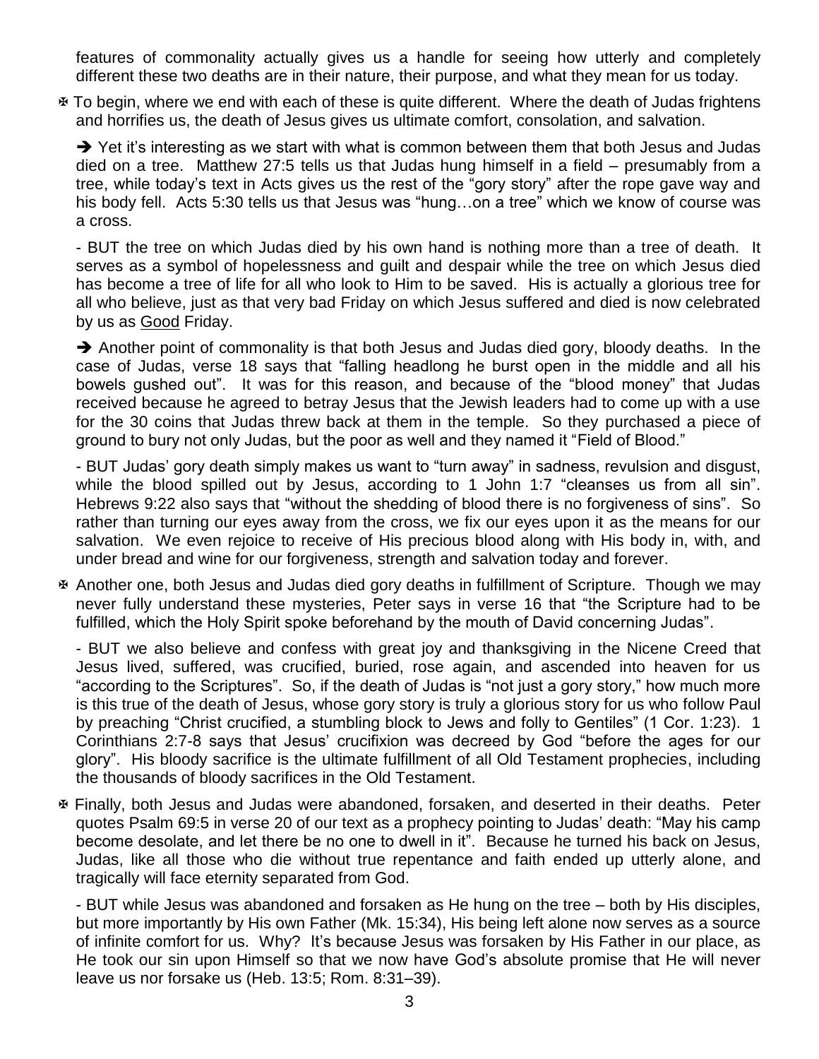features of commonality actually gives us a handle for seeing how utterly and completely different these two deaths are in their nature, their purpose, and what they mean for us today.

✠ To begin, where we end with each of these is quite different. Where the death of Judas frightens and horrifies us, the death of Jesus gives us ultimate comfort, consolation, and salvation.

➔ Yet it's interesting as we start with what is common between them that both Jesus and Judas died on a tree. Matthew 27:5 tells us that Judas hung himself in a field – presumably from a tree, while today's text in Acts gives us the rest of the "gory story" after the rope gave way and his body fell. Acts 5:30 tells us that Jesus was "hung…on a tree" which we know of course was a cross.

- BUT the tree on which Judas died by his own hand is nothing more than a tree of death. It serves as a symbol of hopelessness and guilt and despair while the tree on which Jesus died has become a tree of life for all who look to Him to be saved. His is actually a glorious tree for all who believe, just as that very bad Friday on which Jesus suffered and died is now celebrated by us as <u>Good</u> Friday.

➔ Another point of commonality is that both Jesus and Judas died gory, bloody deaths. In the case of Judas, verse 18 says that "falling headlong he burst open in the middle and all his bowels gushed out". It was for this reason, and because of the "blood money" that Judas received because he agreed to betray Jesus that the Jewish leaders had to come up with a use for the 30 coins that Judas threw back at them in the temple. So they purchased a piece of ground to bury not only Judas, but the poor as well and they named it "Field of Blood."

- BUT Judas' gory death simply makes us want to "turn away" in sadness, revulsion and disgust, while the blood spilled out by Jesus, according to 1 John 1:7 "cleanses us from all sin". Hebrews 9:22 also says that "without the shedding of blood there is no forgiveness of sins". So rather than turning our eyes away from the cross, we fix our eyes upon it as the means for our salvation. We even rejoice to receive of His precious blood along with His body in, with, and under bread and wine for our forgiveness, strength and salvation today and forever.

✠ Another one, both Jesus and Judas died gory deaths in fulfillment of Scripture. Though we may never fully understand these mysteries, Peter says in verse 16 that "the Scripture had to be fulfilled, which the Holy Spirit spoke beforehand by the mouth of David concerning Judas".

- BUT we also believe and confess with great joy and thanksgiving in the Nicene Creed that Jesus lived, suffered, was crucified, buried, rose again, and ascended into heaven for us "according to the Scriptures". So, if the death of Judas is "not just a gory story," how much more is this true of the death of Jesus, whose gory story is truly a glorious story for us who follow Paul by preaching "Christ crucified, a stumbling block to Jews and folly to Gentiles" (1 Cor. 1:23). 1 Corinthians 2:7-8 says that Jesus' crucifixion was decreed by God "before the ages for our glory". His bloody sacrifice is the ultimate fulfillment of all Old Testament prophecies, including the thousands of bloody sacrifices in the Old Testament.

✠ Finally, both Jesus and Judas were abandoned, forsaken, and deserted in their deaths. Peter quotes Psalm 69:5 in verse 20 of our text as a prophecy pointing to Judas' death: "May his camp become desolate, and let there be no one to dwell in it". Because he turned his back on Jesus, Judas, like all those who die without true repentance and faith ended up utterly alone, and tragically will face eternity separated from God.

- BUT while Jesus was abandoned and forsaken as He hung on the tree – both by His disciples, but more importantly by His own Father (Mk. 15:34), His being left alone now serves as a source of infinite comfort for us. Why? It's because Jesus was forsaken by His Father in our place, as He took our sin upon Himself so that we now have God's absolute promise that He will never leave us nor forsake us (Heb. 13:5; Rom. 8:31–39).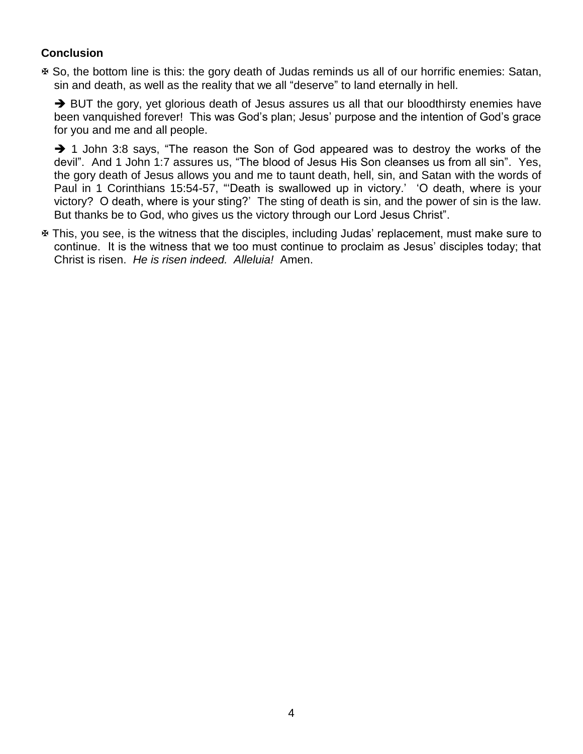**Conclusion**

✠ So, the bottom line is this: the gory death of Judas reminds us all of our horrific enemies: Satan, sin and death, as well as the reality that we all “deserve” to land eternally in hell.

➔ BUT the gory, yet glorious death of Jesus assures us all that our bloodthirsty enemies have been vanquished forever! This was God’s plan; Jesus’ purpose and the intention of God’s grace for you and me and all people.

➔ 1 John 3:8 says, “The reason the Son of God appeared was to destroy the works of the devil”. And 1 John 1:7 assures us, “The blood of Jesus His Son cleanses us from all sin”. Yes, the gory death of Jesus allows you and me to taunt death, hell, sin, and Satan with the words of Paul in 1 Corinthians 15:54-57, “‘Death is swallowed up in victory.’ ‘O death, where is your victory? O death, where is your sting?’ The sting of death is sin, and the power of sin is the law. But thanks be to God, who gives us the victory through our Lord Jesus Christ”.

✠ This, you see, is the witness that the disciples, including Judas’ replacement, must make sure to continue. It is the witness that we too must continue to proclaim as Jesus’ disciples today; that Christ is risen. *He is risen indeed. Alleluia!* Amen.